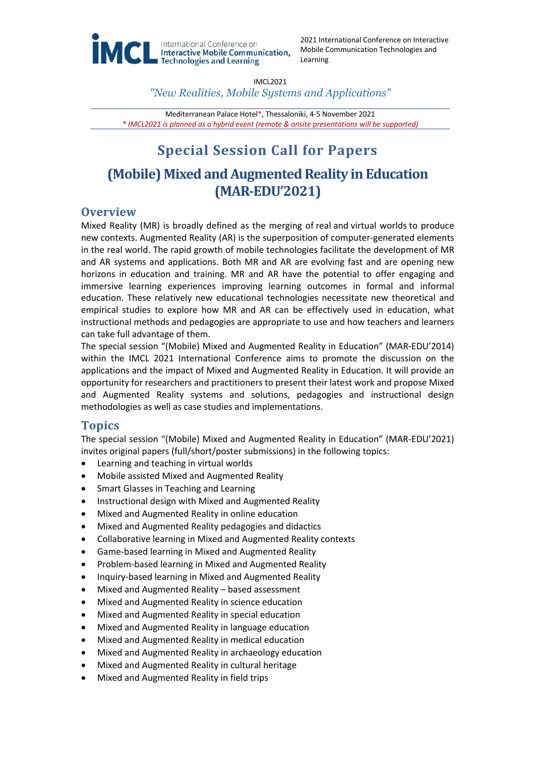IMCL International Conference on Interactive Mobile Communication, Technologies and Learning

2021 International Conference on Interactive Mobile Communication Technologies and Learning

IMCL2021

*"New Realities, Mobile Systems and Applications"*

Mediterranean Palace Hotel*, Thessaloniki, 4-5 November 2021

*\* IMCL2021 is planned as a hybrid event (remote & onsite presentations will be supported)*

# Special Session Call for Papers

# (Mobile) Mixed and Augmented Reality in Education (MAR-EDU'2021)

## Overview

Mixed Reality (MR) is broadly defined as the merging of real and virtual worlds to produce new contexts. Augmented Reality (AR) is the superposition of computer-generated elements in the real world. The rapid growth of mobile technologies facilitate the development of MR and AR systems and applications. Both MR and AR are evolving fast and are opening new horizons in education and training. MR and AR have the potential to offer engaging and immersive learning experiences improving learning outcomes in formal and informal education. These relatively new educational technologies necessitate new theoretical and empirical studies to explore how MR and AR can be effectively used in education, what instructional methods and pedagogies are appropriate to use and how teachers and learners can take full advantage of them.

The special session "(Mobile) Mixed and Augmented Reality in Education" (MAR-EDU'2014) within the IMCL 2021 International Conference aims to promote the discussion on the applications and the impact of Mixed and Augmented Reality in Education. It will provide an opportunity for researchers and practitioners to present their latest work and propose Mixed and Augmented Reality systems and solutions, pedagogies and instructional design methodologies as well as case studies and implementations.

## Topics

The special session "(Mobile) Mixed and Augmented Reality in Education" (MAR-EDU'2021) invites original papers (full/short/poster submissions) in the following topics:

- Learning and teaching in virtual worlds
- Mobile assisted Mixed and Augmented Reality
- Smart Glasses in Teaching and Learning
- Instructional design with Mixed and Augmented Reality
- Mixed and Augmented Reality in online education
- Mixed and Augmented Reality pedagogies and didactics
- Collaborative learning in Mixed and Augmented Reality contexts
- Game-based learning in Mixed and Augmented Reality
- Problem-based learning in Mixed and Augmented Reality
- Inquiry-based learning in Mixed and Augmented Reality
- Mixed and Augmented Reality – based assessment
- Mixed and Augmented Reality in science education
- Mixed and Augmented Reality in special education
- Mixed and Augmented Reality in language education
- Mixed and Augmented Reality in medical education
- Mixed and Augmented Reality in archaeology education
- Mixed and Augmented Reality in cultural heritage
- Mixed and Augmented Reality in field trips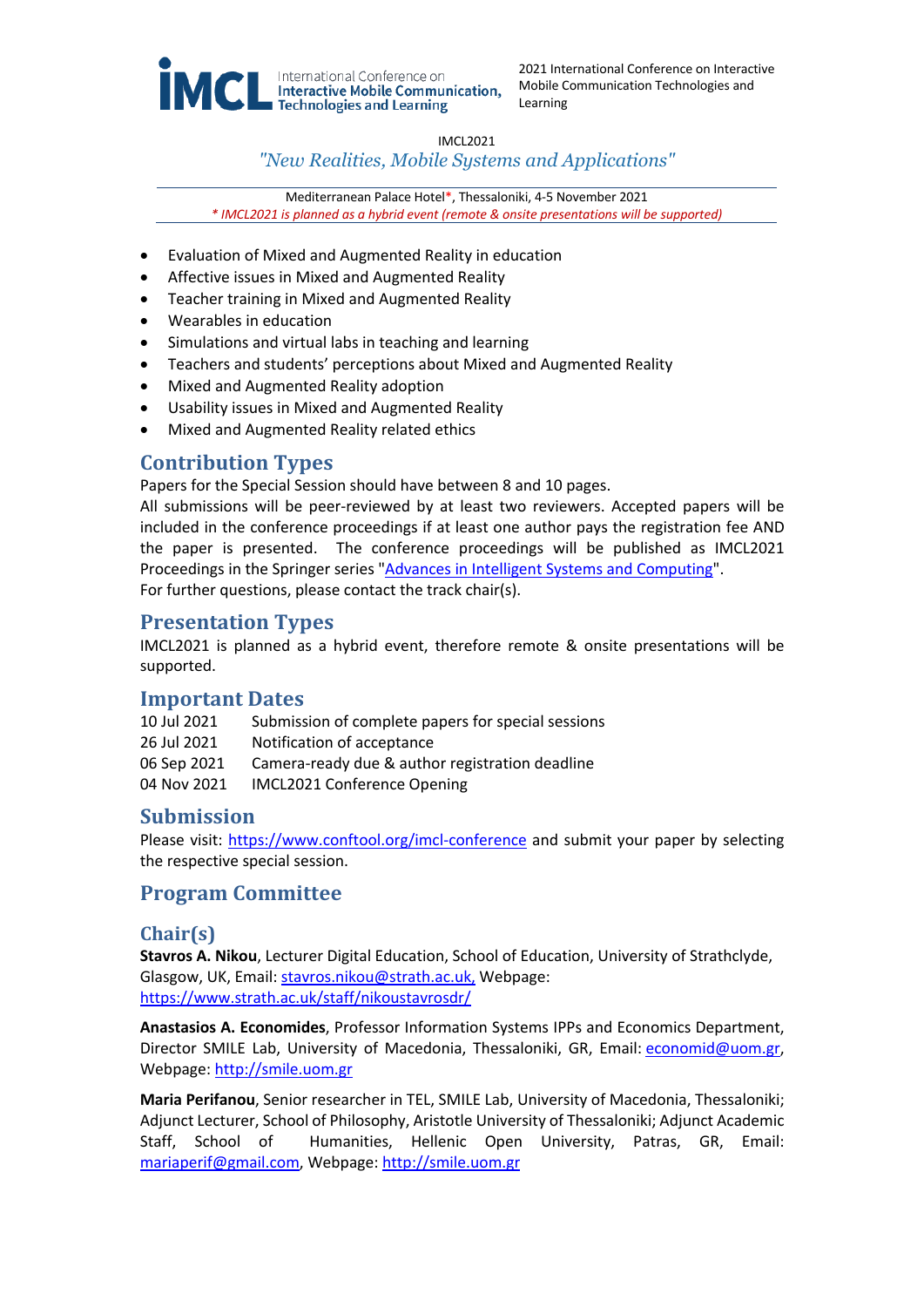- Evaluation of Mixed and Augmented Reality in education
- Affective issues in Mixed and Augmented Reality
- Teacher training in Mixed and Augmented Reality
- Wearables in education
- Simulations and virtual labs in teaching and learning
- Teachers and students' perceptions about Mixed and Augmented Reality
- Mixed and Augmented Reality adoption
- Usability issues in Mixed and Augmented Reality
- Mixed and Augmented Reality related ethics

## Contribution Types

Papers for the Special Session should have between 8 and 10 pages.
All submissions will be peer-reviewed by at least two reviewers. Accepted papers will be included in the conference proceedings if at least one author pays the registration fee AND the paper is presented. The conference proceedings will be published as IMCL2021 Proceedings in the Springer series "Advances in Intelligent Systems and Computing".
For further questions, please contact the track chair(s).

## Presentation Types

IMCL2021 is planned as a hybrid event, therefore remote & onsite presentations will be supported.

## Important Dates

| | |
|---|---|
| 10 Jul 2021 | Submission of complete papers for special sessions |
| 26 Jul 2021 | Notification of acceptance |
| 06 Sep 2021 | Camera-ready due & author registration deadline |
| 04 Nov 2021 | IMCL2021 Conference Opening |

## Submission

Please visit: https://www.conftool.org/imcl-conference and submit your paper by selecting the respective special session.

## Program Committee

## Chair(s)

**Stavros A. Nikou**, Lecturer Digital Education, School of Education, University of Strathclyde, Glasgow, UK, Email: stavros.nikou@strath.ac.uk, Webpage: https://www.strath.ac.uk/staff/nikoustavrosdr/

**Anastasios A. Economides**, Professor Information Systems IPPs and Economics Department, Director SMILE Lab, University of Macedonia, Thessaloniki, GR, Email: economid@uom.gr, Webpage: http://smile.uom.gr

**Maria Perifanou**, Senior researcher in TEL, SMILE Lab, University of Macedonia, Thessaloniki; Adjunct Lecturer, School of Philosophy, Aristotle University of Thessaloniki; Adjunct Academic Staff, School of Humanities, Hellenic Open University, Patras, GR, Email: mariaperif@gmail.com, Webpage: http://smile.uom.gr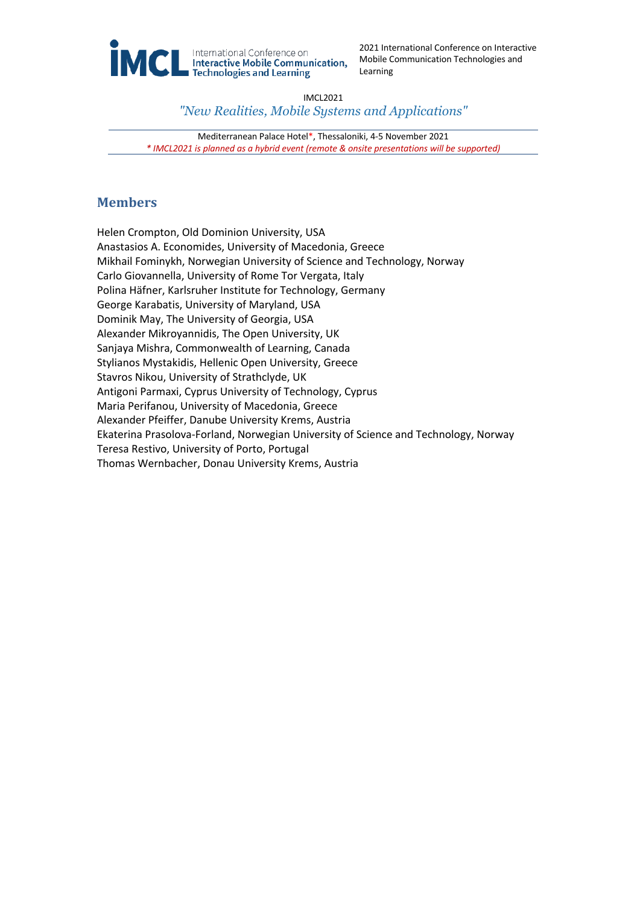## Members

Helen Crompton, Old Dominion University, USA
Anastasios A. Economides, University of Macedonia, Greece
Mikhail Fominykh, Norwegian University of Science and Technology, Norway
Carlo Giovannella, University of Rome Tor Vergata, Italy
Polina Häfner, Karlsruher Institute for Technology, Germany
George Karabatis, University of Maryland, USA
Dominik May, The University of Georgia, USA
Alexander Mikroyannidis, The Open University, UK
Sanjaya Mishra, Commonwealth of Learning, Canada
Stylianos Mystakidis, Hellenic Open University, Greece
Stavros Nikou, University of Strathclyde, UK
Antigoni Parmaxi, Cyprus University of Technology, Cyprus
Maria Perifanou, University of Macedonia, Greece
Alexander Pfeiffer, Danube University Krems, Austria
Ekaterina Prasolova-Forland, Norwegian University of Science and Technology, Norway
Teresa Restivo, University of Porto, Portugal
Thomas Wernbacher, Donau University Krems, Austria